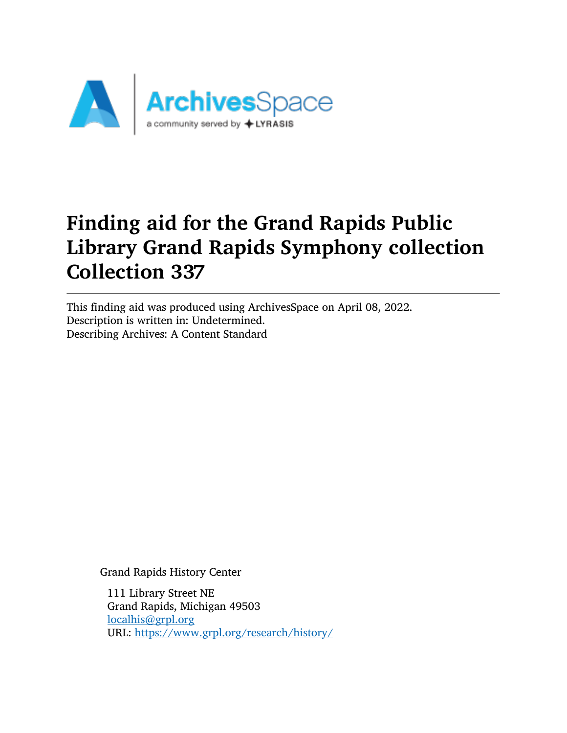# Finding aid for the Grand Rapids Public Library Grand Rapids Symphony collection Collection 337

---

This finding aid was produced using ArchivesSpace on April 08, 2022.
Description is written in: Undetermined.
Describing Archives: A Content Standard

Grand Rapids History Center

111 Library Street NE
Grand Rapids, Michigan 49503
localhis@grpl.org
URL: https://www.grpl.org/research/history/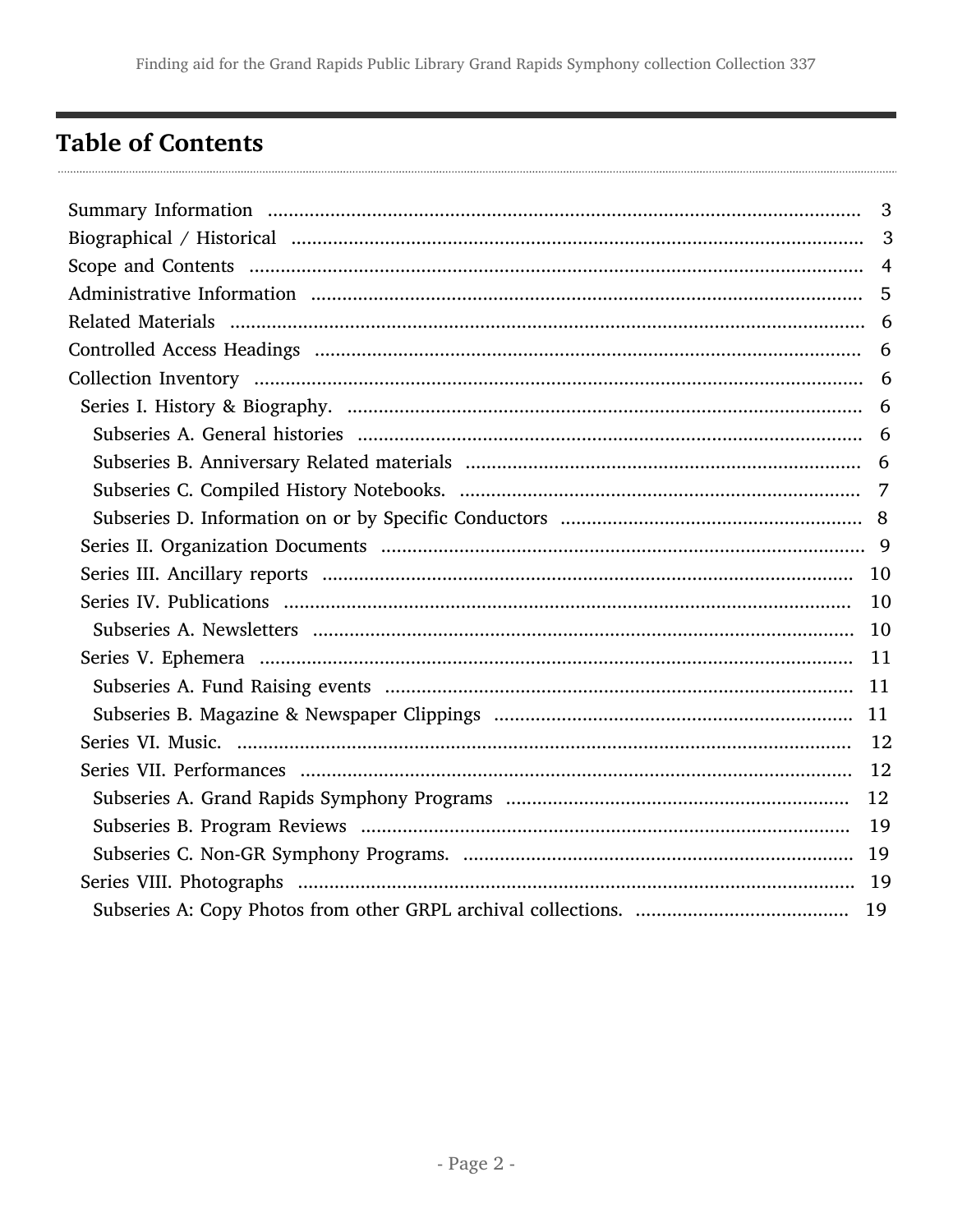# Table of Contents

- Summary Information ........ 3
- Biographical / Historical ........ 3
- Scope and Contents ........ 4
- Administrative Information ........ 5
- Related Materials ........ 6
- Controlled Access Headings ........ 6
- Collection Inventory ........ 6
  - Series I. History & Biography. ........ 6
    - Subseries A. General histories ........ 6
    - Subseries B. Anniversary Related materials ........ 6
    - Subseries C. Compiled History Notebooks. ........ 7
    - Subseries D. Information on or by Specific Conductors ........ 8
  - Series II. Organization Documents ........ 9
  - Series III. Ancillary reports ........ 10
  - Series IV. Publications ........ 10
    - Subseries A. Newsletters ........ 10
  - Series V. Ephemera ........ 11
    - Subseries A. Fund Raising events ........ 11
    - Subseries B. Magazine & Newspaper Clippings ........ 11
  - Series VI. Music. ........ 12
  - Series VII. Performances ........ 12
    - Subseries A. Grand Rapids Symphony Programs ........ 12
    - Subseries B. Program Reviews ........ 19
    - Subseries C. Non-GR Symphony Programs. ........ 19
  - Series VIII. Photographs ........ 19
    - Subseries A: Copy Photos from other GRPL archival collections. ........ 19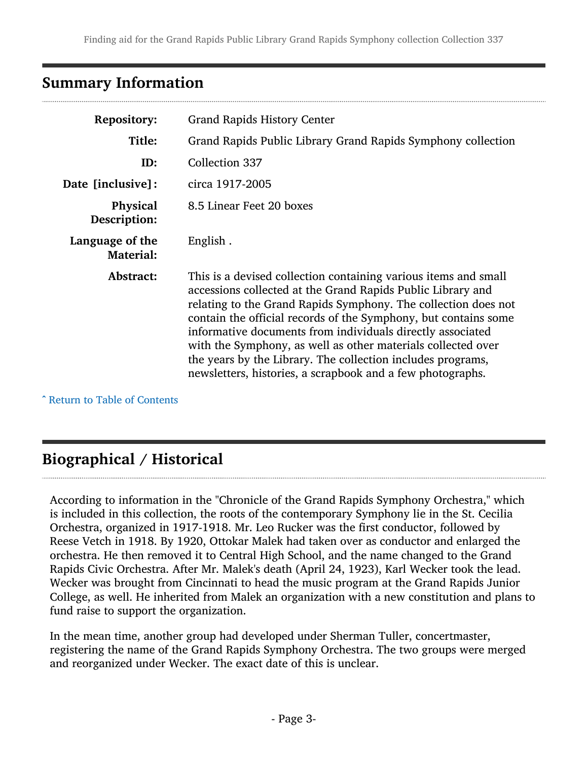## Summary Information

| | |
|---|---|
| **Repository:** | Grand Rapids History Center |
| **Title:** | Grand Rapids Public Library Grand Rapids Symphony collection |
| **ID:** | Collection 337 |
| **Date [inclusive]:** | circa 1917-2005 |
| **Physical Description:** | 8.5 Linear Feet 20 boxes |
| **Language of the Material:** | English . |
| **Abstract:** | This is a devised collection containing various items and small accessions collected at the Grand Rapids Public Library and relating to the Grand Rapids Symphony. The collection does not contain the official records of the Symphony, but contains some informative documents from individuals directly associated with the Symphony, as well as other materials collected over the years by the Library. The collection includes programs, newsletters, histories, a scrapbook and a few photographs. |

ˆ Return to Table of Contents

## Biographical / Historical

According to information in the "Chronicle of the Grand Rapids Symphony Orchestra," which is included in this collection, the roots of the contemporary Symphony lie in the St. Cecilia Orchestra, organized in 1917-1918. Mr. Leo Rucker was the first conductor, followed by Reese Vetch in 1918. By 1920, Ottokar Malek had taken over as conductor and enlarged the orchestra. He then removed it to Central High School, and the name changed to the Grand Rapids Civic Orchestra. After Mr. Malek's death (April 24, 1923), Karl Wecker took the lead. Wecker was brought from Cincinnati to head the music program at the Grand Rapids Junior College, as well. He inherited from Malek an organization with a new constitution and plans to fund raise to support the organization.

In the mean time, another group had developed under Sherman Tuller, concertmaster, registering the name of the Grand Rapids Symphony Orchestra. The two groups were merged and reorganized under Wecker. The exact date of this is unclear.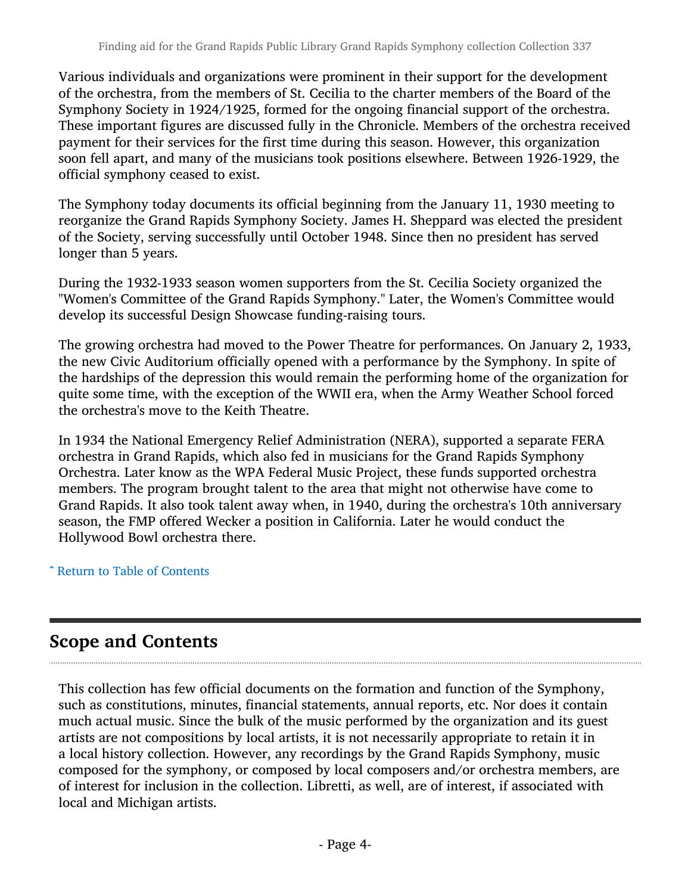Various individuals and organizations were prominent in their support for the development of the orchestra, from the members of St. Cecilia to the charter members of the Board of the Symphony Society in 1924/1925, formed for the ongoing financial support of the orchestra. These important figures are discussed fully in the Chronicle. Members of the orchestra received payment for their services for the first time during this season. However, this organization soon fell apart, and many of the musicians took positions elsewhere. Between 1926-1929, the official symphony ceased to exist.

The Symphony today documents its official beginning from the January 11, 1930 meeting to reorganize the Grand Rapids Symphony Society. James H. Sheppard was elected the president of the Society, serving successfully until October 1948. Since then no president has served longer than 5 years.

During the 1932-1933 season women supporters from the St. Cecilia Society organized the "Women's Committee of the Grand Rapids Symphony." Later, the Women's Committee would develop its successful Design Showcase funding-raising tours.

The growing orchestra had moved to the Power Theatre for performances. On January 2, 1933, the new Civic Auditorium officially opened with a performance by the Symphony. In spite of the hardships of the depression this would remain the performing home of the organization for quite some time, with the exception of the WWII era, when the Army Weather School forced the orchestra's move to the Keith Theatre.

In 1934 the National Emergency Relief Administration (NERA), supported a separate FERA orchestra in Grand Rapids, which also fed in musicians for the Grand Rapids Symphony Orchestra. Later know as the WPA Federal Music Project, these funds supported orchestra members. The program brought talent to the area that might not otherwise have come to Grand Rapids. It also took talent away when, in 1940, during the orchestra's 10th anniversary season, the FMP offered Wecker a position in California. Later he would conduct the Hollywood Bowl orchestra there.

ˆ Return to Table of Contents

## Scope and Contents

This collection has few official documents on the formation and function of the Symphony, such as constitutions, minutes, financial statements, annual reports, etc. Nor does it contain much actual music. Since the bulk of the music performed by the organization and its guest artists are not compositions by local artists, it is not necessarily appropriate to retain it in a local history collection. However, any recordings by the Grand Rapids Symphony, music composed for the symphony, or composed by local composers and/or orchestra members, are of interest for inclusion in the collection. Libretti, as well, are of interest, if associated with local and Michigan artists.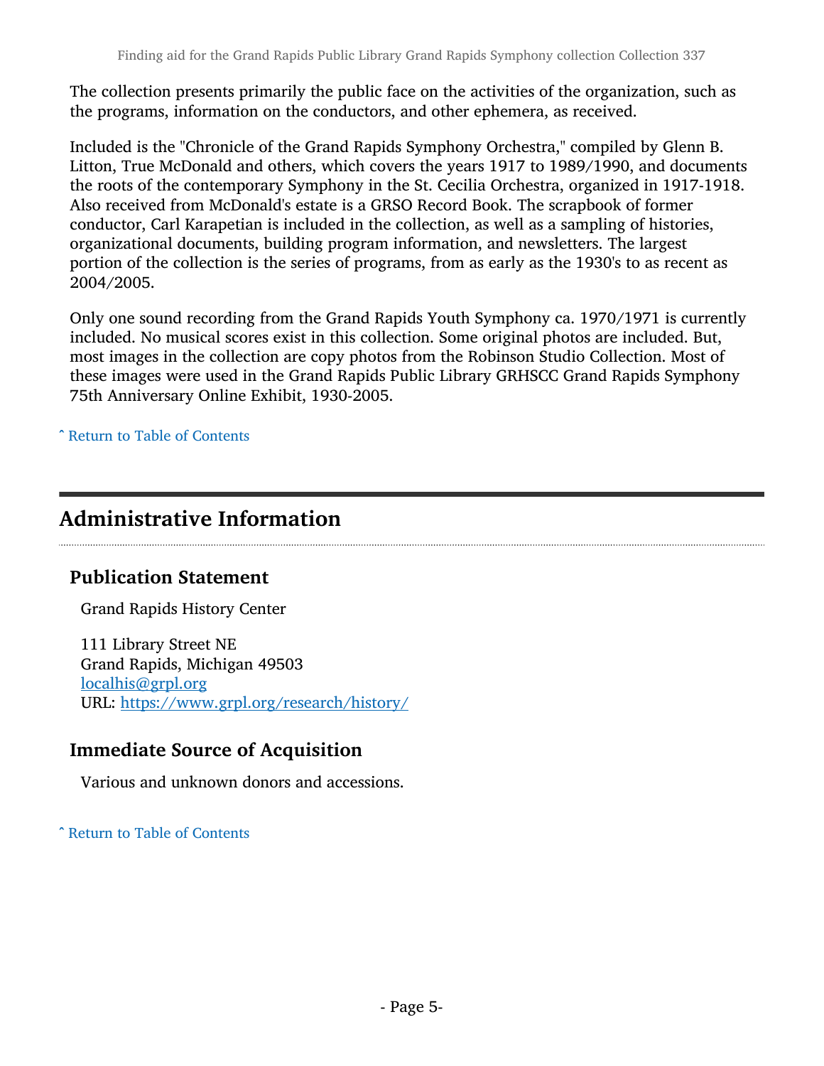The collection presents primarily the public face on the activities of the organization, such as the programs, information on the conductors, and other ephemera, as received.

Included is the "Chronicle of the Grand Rapids Symphony Orchestra," compiled by Glenn B. Litton, True McDonald and others, which covers the years 1917 to 1989/1990, and documents the roots of the contemporary Symphony in the St. Cecilia Orchestra, organized in 1917-1918. Also received from McDonald's estate is a GRSO Record Book. The scrapbook of former conductor, Carl Karapetian is included in the collection, as well as a sampling of histories, organizational documents, building program information, and newsletters. The largest portion of the collection is the series of programs, from as early as the 1930's to as recent as 2004/2005.

Only one sound recording from the Grand Rapids Youth Symphony ca. 1970/1971 is currently included. No musical scores exist in this collection. Some original photos are included. But, most images in the collection are copy photos from the Robinson Studio Collection. Most of these images were used in the Grand Rapids Public Library GRHSCC Grand Rapids Symphony 75th Anniversary Online Exhibit, 1930-2005.

ˆ Return to Table of Contents

## Administrative Information

### Publication Statement

Grand Rapids History Center

111 Library Street NE
Grand Rapids, Michigan 49503
localhis@grpl.org
URL: https://www.grpl.org/research/history/

### Immediate Source of Acquisition

Various and unknown donors and accessions.

ˆ Return to Table of Contents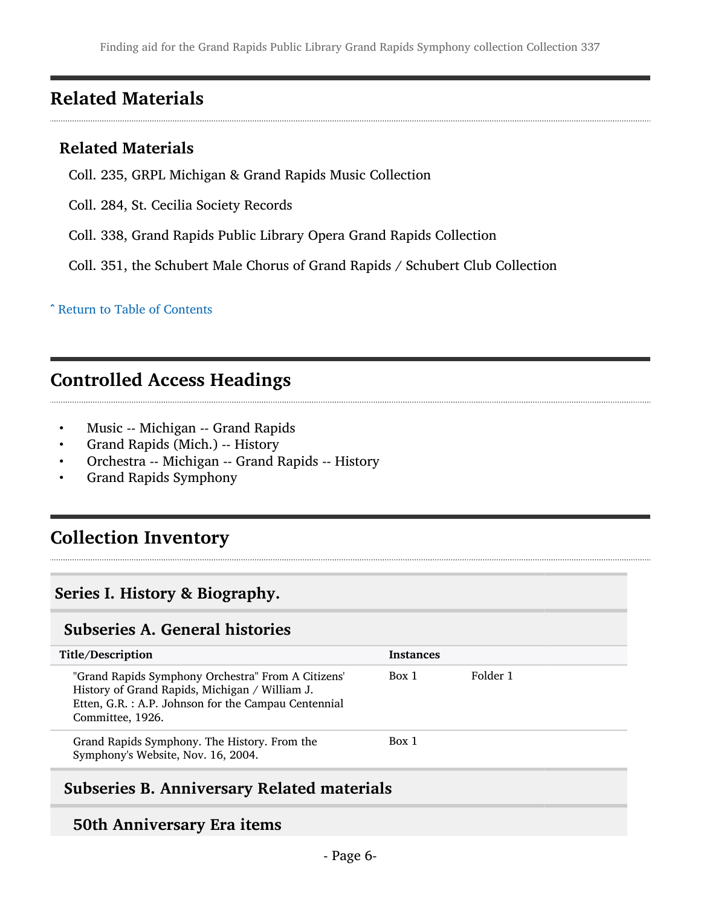## Related Materials

### Related Materials

Coll. 235, GRPL Michigan & Grand Rapids Music Collection

Coll. 284, St. Cecilia Society Records

Coll. 338, Grand Rapids Public Library Opera Grand Rapids Collection

Coll. 351, the Schubert Male Chorus of Grand Rapids / Schubert Club Collection

ˆ Return to Table of Contents

## Controlled Access Headings

- Music -- Michigan -- Grand Rapids
- Grand Rapids (Mich.) -- History
- Orchestra -- Michigan -- Grand Rapids -- History
- Grand Rapids Symphony

## Collection Inventory

### Series I. History & Biography.

#### Subseries A. General histories

| Title/Description | Instances | |
|---|---|---|
| "Grand Rapids Symphony Orchestra" From A Citizens' History of Grand Rapids, Michigan / William J. Etten, G.R. : A.P. Johnson for the Campau Centennial Committee, 1926. | Box 1 | Folder 1 |
| Grand Rapids Symphony. The History. From the Symphony's Website, Nov. 16, 2004. | Box 1 | |

#### Subseries B. Anniversary Related materials

##### 50th Anniversary Era items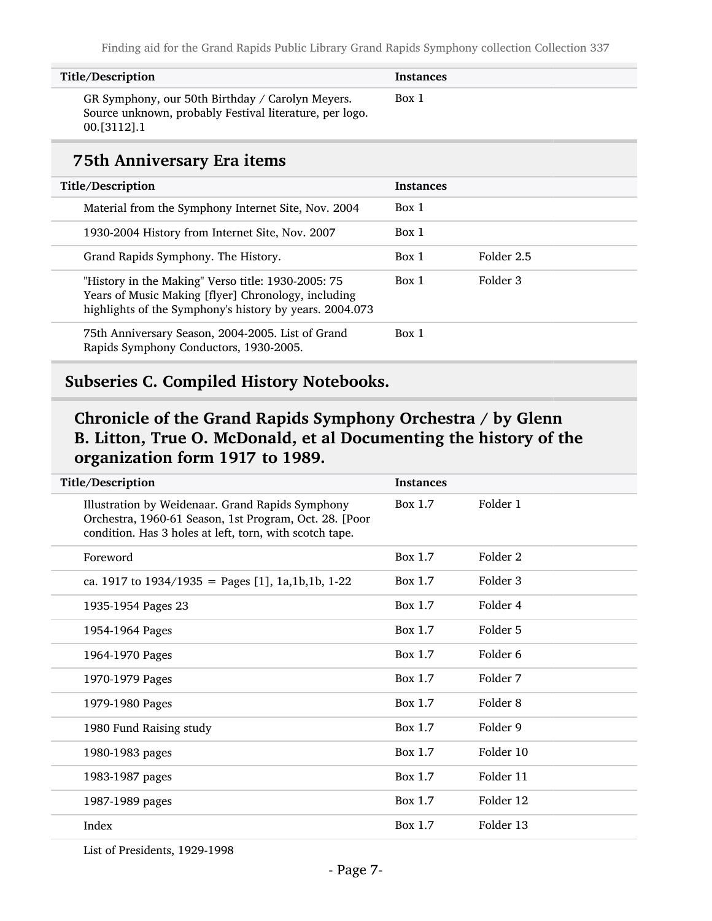| Title/Description | Instances | |
|---|---|---|
| GR Symphony, our 50th Birthday / Carolyn Meyers. Source unknown, probably Festival literature, per logo. 00.[3112].1 | Box 1 | |

### 75th Anniversary Era items

| Title/Description | Instances | |
|---|---|---|
| Material from the Symphony Internet Site, Nov. 2004 | Box 1 | |
| 1930-2004 History from Internet Site, Nov. 2007 | Box 1 | |
| Grand Rapids Symphony. The History. | Box 1 | Folder 2.5 |
| "History in the Making" Verso title: 1930-2005: 75 Years of Music Making [flyer] Chronology, including highlights of the Symphony's history by years. 2004.073 | Box 1 | Folder 3 |
| 75th Anniversary Season, 2004-2005. List of Grand Rapids Symphony Conductors, 1930-2005. | Box 1 | |

## Subseries C. Compiled History Notebooks.

### Chronicle of the Grand Rapids Symphony Orchestra / by Glenn B. Litton, True O. McDonald, et al Documenting the history of the organization form 1917 to 1989.

| Title/Description | Instances | |
|---|---|---|
| Illustration by Weidenaar. Grand Rapids Symphony Orchestra, 1960-61 Season, 1st Program, Oct. 28. [Poor condition. Has 3 holes at left, torn, with scotch tape. | Box 1.7 | Folder 1 |
| Foreword | Box 1.7 | Folder 2 |
| ca. 1917 to 1934/1935 = Pages [1], 1a,1b,1b, 1-22 | Box 1.7 | Folder 3 |
| 1935-1954 Pages 23 | Box 1.7 | Folder 4 |
| 1954-1964 Pages | Box 1.7 | Folder 5 |
| 1964-1970 Pages | Box 1.7 | Folder 6 |
| 1970-1979 Pages | Box 1.7 | Folder 7 |
| 1979-1980 Pages | Box 1.7 | Folder 8 |
| 1980 Fund Raising study | Box 1.7 | Folder 9 |
| 1980-1983 pages | Box 1.7 | Folder 10 |
| 1983-1987 pages | Box 1.7 | Folder 11 |
| 1987-1989 pages | Box 1.7 | Folder 12 |
| Index | Box 1.7 | Folder 13 |
| List of Presidents, 1929-1998 | | |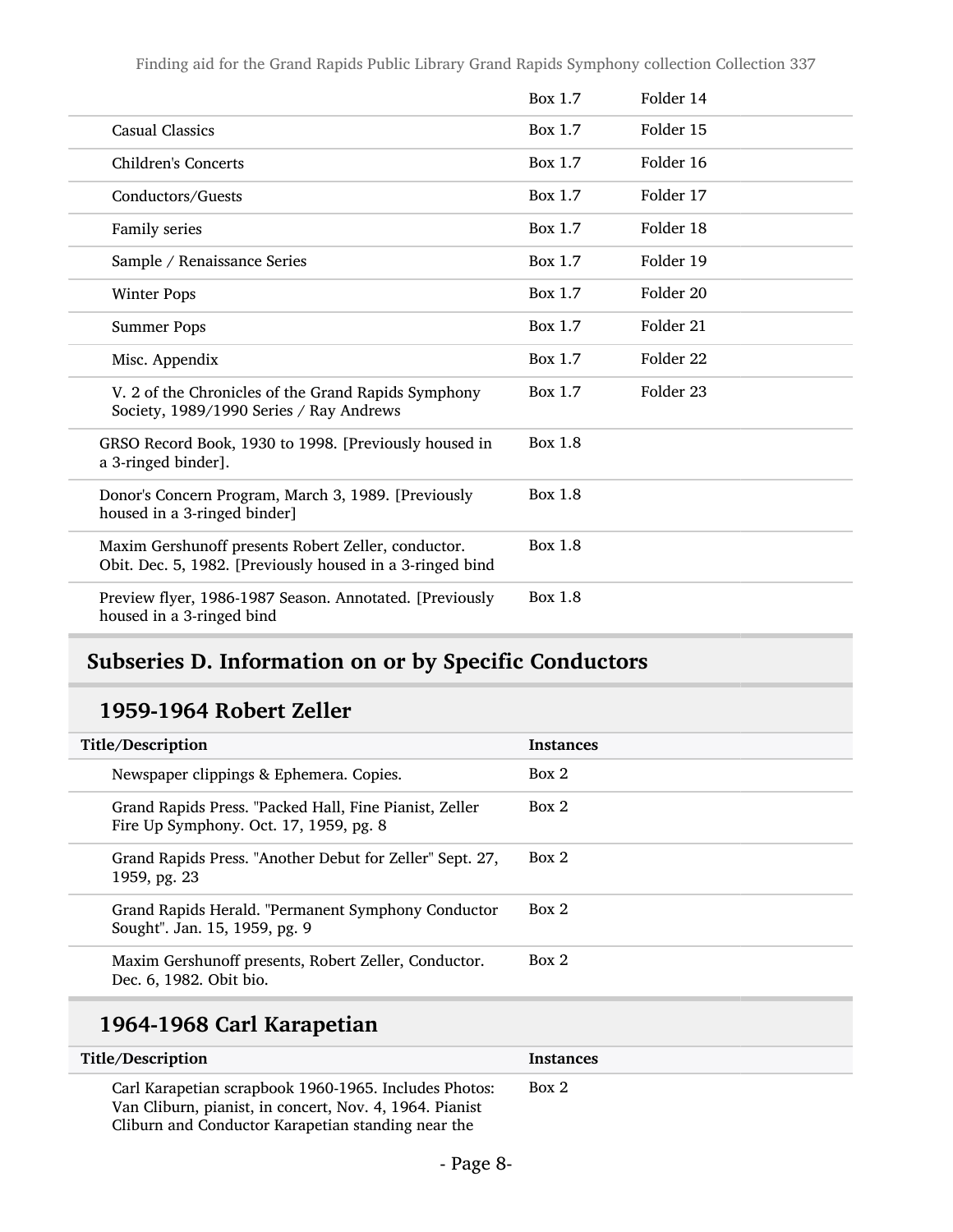| | | |
|---|---|---|
| | Box 1.7 | Folder 14 |
| Casual Classics | Box 1.7 | Folder 15 |
| Children's Concerts | Box 1.7 | Folder 16 |
| Conductors/Guests | Box 1.7 | Folder 17 |
| Family series | Box 1.7 | Folder 18 |
| Sample / Renaissance Series | Box 1.7 | Folder 19 |
| Winter Pops | Box 1.7 | Folder 20 |
| Summer Pops | Box 1.7 | Folder 21 |
| Misc. Appendix | Box 1.7 | Folder 22 |
| V. 2 of the Chronicles of the Grand Rapids Symphony Society, 1989/1990 Series / Ray Andrews | Box 1.7 | Folder 23 |
| GRSO Record Book, 1930 to 1998. [Previously housed in a 3-ringed binder]. | Box 1.8 | |
| Donor's Concern Program, March 3, 1989. [Previously housed in a 3-ringed binder] | Box 1.8 | |
| Maxim Gershunoff presents Robert Zeller, conductor. Obit. Dec. 5, 1982. [Previously housed in a 3-ringed bind | Box 1.8 | |
| Preview flyer, 1986-1987 Season. Annotated. [Previously housed in a 3-ringed bind | Box 1.8 | |

## Subseries D. Information on or by Specific Conductors

### 1959-1964 Robert Zeller

| Title/Description | Instances |
|---|---|
| Newspaper clippings & Ephemera. Copies. | Box 2 |
| Grand Rapids Press. "Packed Hall, Fine Pianist, Zeller Fire Up Symphony. Oct. 17, 1959, pg. 8 | Box 2 |
| Grand Rapids Press. "Another Debut for Zeller" Sept. 27, 1959, pg. 23 | Box 2 |
| Grand Rapids Herald. "Permanent Symphony Conductor Sought". Jan. 15, 1959, pg. 9 | Box 2 |
| Maxim Gershunoff presents, Robert Zeller, Conductor. Dec. 6, 1982. Obit bio. | Box 2 |

### 1964-1968 Carl Karapetian

| Title/Description | Instances |
|---|---|
| Carl Karapetian scrapbook 1960-1965. Includes Photos: Van Cliburn, pianist, in concert, Nov. 4, 1964. Pianist Cliburn and Conductor Karapetian standing near the | Box 2 |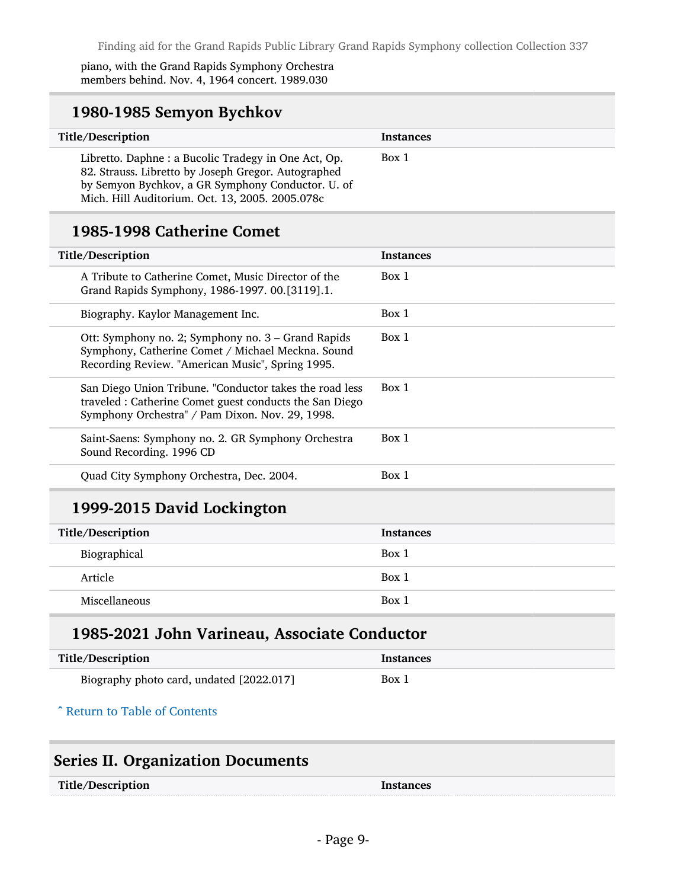piano, with the Grand Rapids Symphony Orchestra members behind. Nov. 4, 1964 concert. 1989.030

## 1980-1985 Semyon Bychkov

| Title/Description | Instances |
| --- | --- |
| Libretto. Daphne : a Bucolic Tradegy in One Act, Op. 82. Strauss. Libretto by Joseph Gregor. Autographed by Semyon Bychkov, a GR Symphony Conductor. U. of Mich. Hill Auditorium. Oct. 13, 2005. 2005.078c | Box 1 |

## 1985-1998 Catherine Comet

| Title/Description | Instances |
| --- | --- |
| A Tribute to Catherine Comet, Music Director of the Grand Rapids Symphony, 1986-1997. 00.[3119].1. | Box 1 |
| Biography. Kaylor Management Inc. | Box 1 |
| Ott: Symphony no. 2; Symphony no. 3 – Grand Rapids Symphony, Catherine Comet / Michael Meckna. Sound Recording Review. "American Music", Spring 1995. | Box 1 |
| San Diego Union Tribune. "Conductor takes the road less traveled : Catherine Comet guest conducts the San Diego Symphony Orchestra" / Pam Dixon. Nov. 29, 1998. | Box 1 |
| Saint-Saens: Symphony no. 2. GR Symphony Orchestra Sound Recording. 1996 CD | Box 1 |
| Quad City Symphony Orchestra, Dec. 2004. | Box 1 |

## 1999-2015 David Lockington

| Title/Description | Instances |
| --- | --- |
| Biographical | Box 1 |
| Article | Box 1 |
| Miscellaneous | Box 1 |

## 1985-2021 John Varineau, Associate Conductor

| Title/Description | Instances |
| --- | --- |
| Biography photo card, undated [2022.017] | Box 1 |

ˆ Return to Table of Contents

## Series II. Organization Documents

| Title/Description | Instances |
| --- | --- |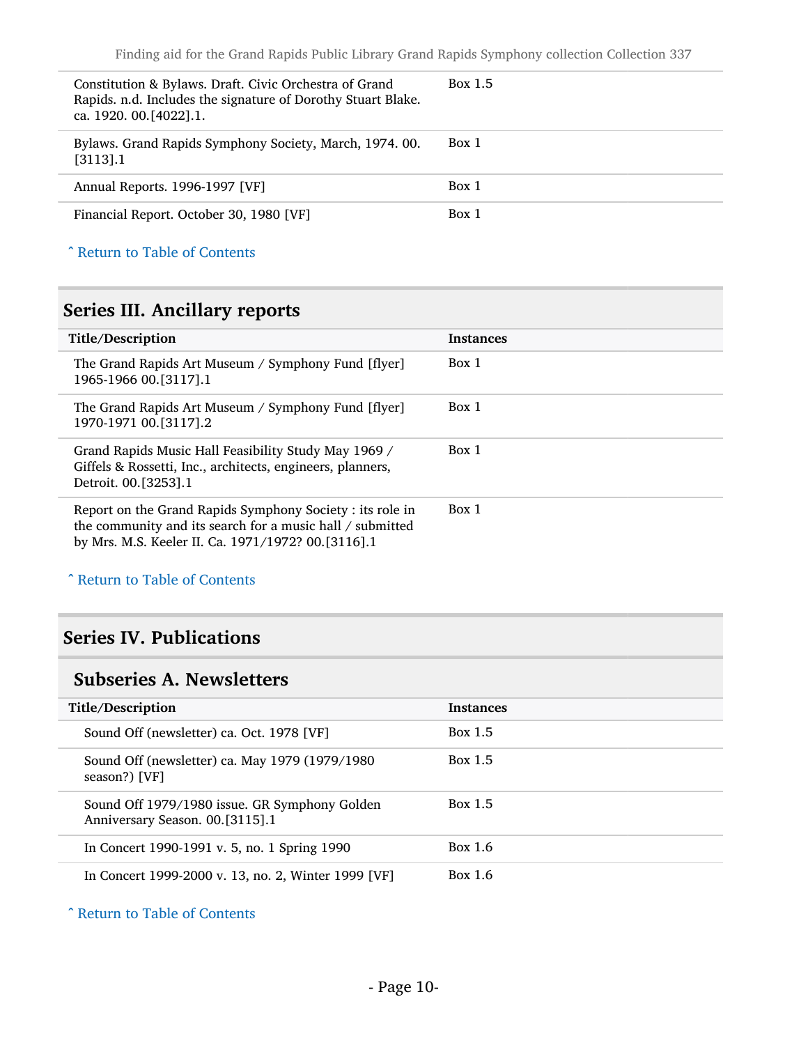| | |
|---|---|
| Constitution & Bylaws. Draft. Civic Orchestra of Grand Rapids. n.d. Includes the signature of Dorothy Stuart Blake. ca. 1920. 00.[4022].1. | Box 1.5 |
| Bylaws. Grand Rapids Symphony Society, March, 1974. 00.[3113].1 | Box 1 |
| Annual Reports. 1996-1997 [VF] | Box 1 |
| Financial Report. October 30, 1980 [VF] | Box 1 |

ˆ Return to Table of Contents

## Series III. Ancillary reports

| Title/Description | Instances |
|---|---|
| The Grand Rapids Art Museum / Symphony Fund [flyer] 1965-1966 00.[3117].1 | Box 1 |
| The Grand Rapids Art Museum / Symphony Fund [flyer] 1970-1971 00.[3117].2 | Box 1 |
| Grand Rapids Music Hall Feasibility Study May 1969 / Giffels & Rossetti, Inc., architects, engineers, planners, Detroit. 00.[3253].1 | Box 1 |
| Report on the Grand Rapids Symphony Society : its role in the community and its search for a music hall / submitted by Mrs. M.S. Keeler II. Ca. 1971/1972? 00.[3116].1 | Box 1 |

ˆ Return to Table of Contents

## Series IV. Publications

### Subseries A. Newsletters

| Title/Description | Instances |
|---|---|
| Sound Off (newsletter) ca. Oct. 1978 [VF] | Box 1.5 |
| Sound Off (newsletter) ca. May 1979 (1979/1980 season?) [VF] | Box 1.5 |
| Sound Off 1979/1980 issue. GR Symphony Golden Anniversary Season. 00.[3115].1 | Box 1.5 |
| In Concert 1990-1991 v. 5, no. 1 Spring 1990 | Box 1.6 |
| In Concert 1999-2000 v. 13, no. 2, Winter 1999 [VF] | Box 1.6 |

ˆ Return to Table of Contents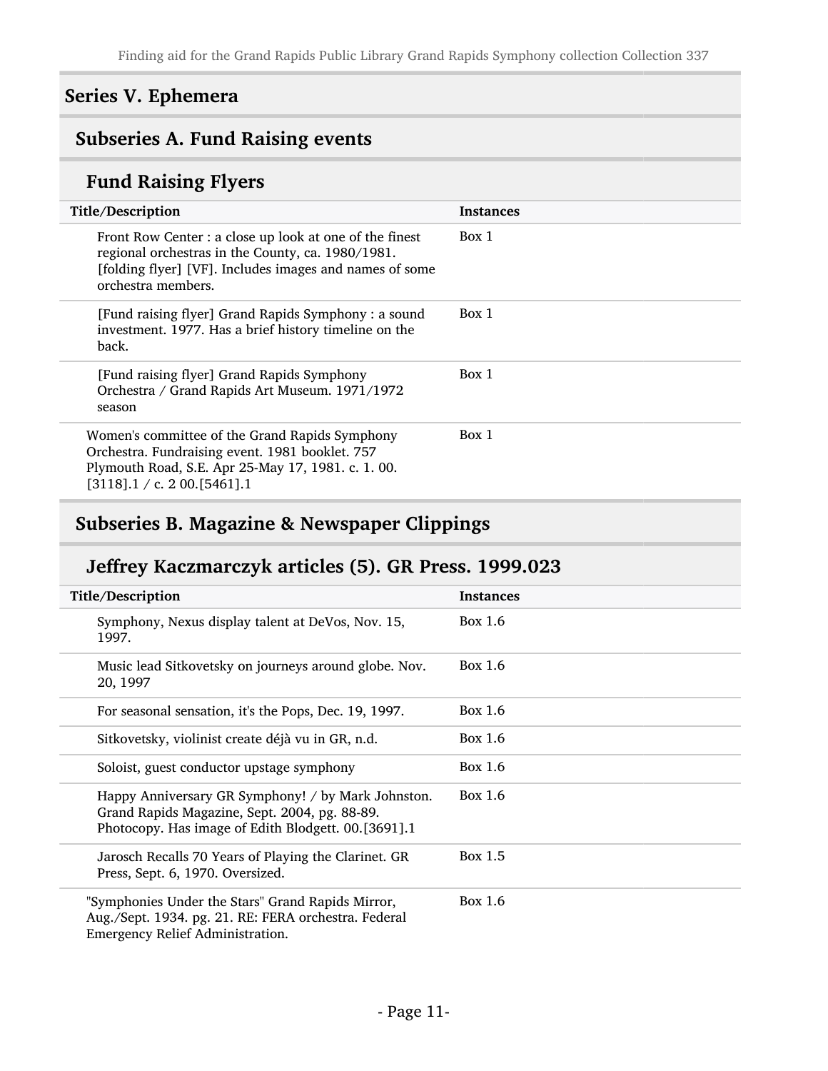## Series V. Ephemera

### Subseries A. Fund Raising events

#### Fund Raising Flyers

| Title/Description | Instances |
| --- | --- |
| Front Row Center : a close up look at one of the finest regional orchestras in the County, ca. 1980/1981. [folding flyer] [VF]. Includes images and names of some orchestra members. | Box 1 |
| [Fund raising flyer] Grand Rapids Symphony : a sound investment. 1977. Has a brief history timeline on the back. | Box 1 |
| [Fund raising flyer] Grand Rapids Symphony Orchestra / Grand Rapids Art Museum. 1971/1972 season | Box 1 |
| Women's committee of the Grand Rapids Symphony Orchestra. Fundraising event. 1981 booklet. 757 Plymouth Road, S.E. Apr 25-May 17, 1981. c. 1. 00.[3118].1 / c. 2 00.[5461].1 | Box 1 |

### Subseries B. Magazine & Newspaper Clippings

#### Jeffrey Kaczmarczyk articles (5). GR Press. 1999.023

| Title/Description | Instances |
| --- | --- |
| Symphony, Nexus display talent at DeVos, Nov. 15, 1997. | Box 1.6 |
| Music lead Sitkovetsky on journeys around globe. Nov. 20, 1997 | Box 1.6 |
| For seasonal sensation, it's the Pops, Dec. 19, 1997. | Box 1.6 |
| Sitkovetsky, violinist create déjà vu in GR, n.d. | Box 1.6 |
| Soloist, guest conductor upstage symphony | Box 1.6 |
| Happy Anniversary GR Symphony! / by Mark Johnston. Grand Rapids Magazine, Sept. 2004, pg. 88-89. Photocopy. Has image of Edith Blodgett. 00.[3691].1 | Box 1.6 |
| Jarosch Recalls 70 Years of Playing the Clarinet. GR Press, Sept. 6, 1970. Oversized. | Box 1.5 |
| "Symphonies Under the Stars" Grand Rapids Mirror, Aug./Sept. 1934. pg. 21. RE: FERA orchestra. Federal Emergency Relief Administration. | Box 1.6 |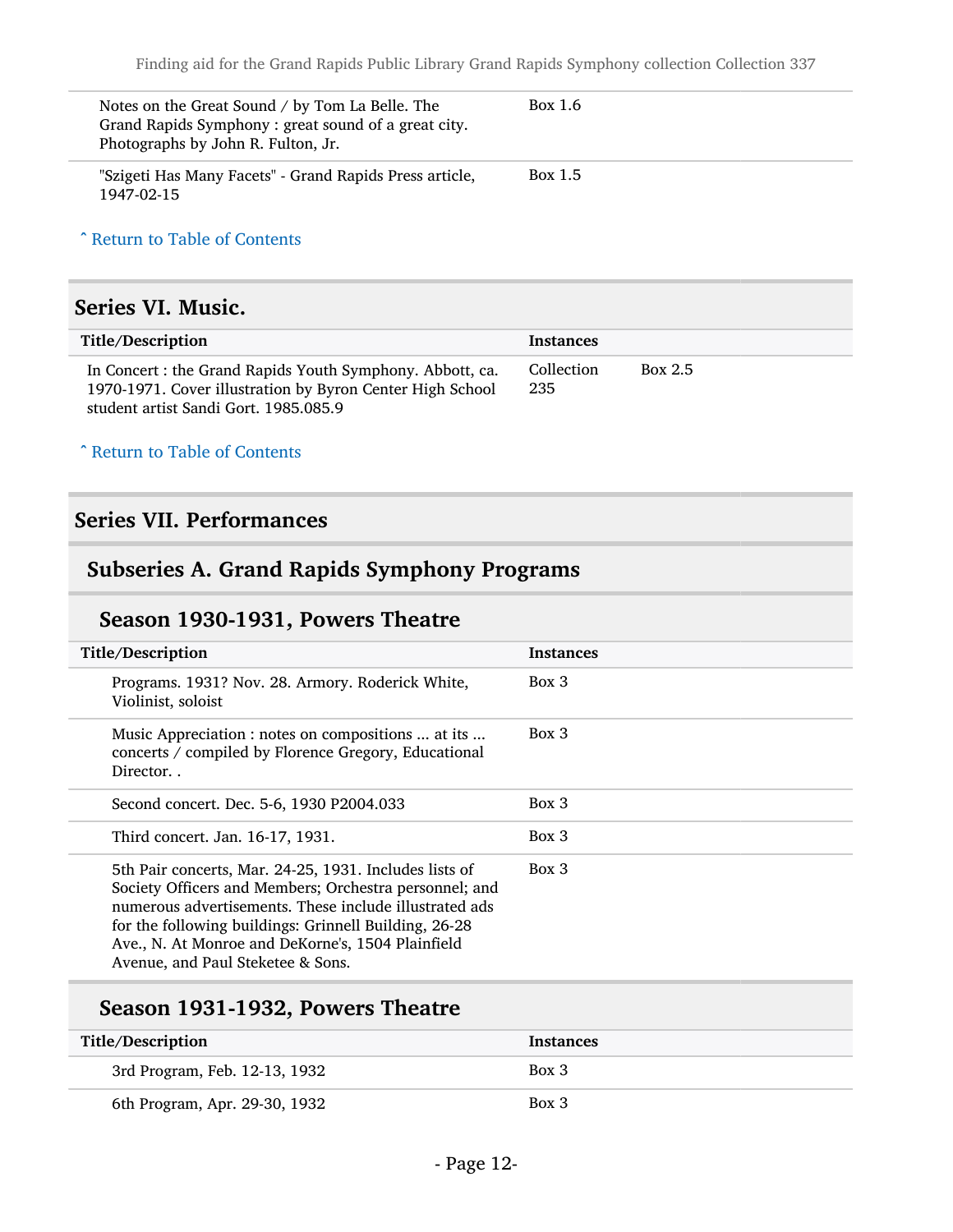| | |
|---|---|
| Notes on the Great Sound / by Tom La Belle. The Grand Rapids Symphony : great sound of a great city. Photographs by John R. Fulton, Jr. | Box 1.6 |
| "Szigeti Has Many Facets" - Grand Rapids Press article, 1947-02-15 | Box 1.5 |

ˆ Return to Table of Contents

## Series VI. Music.

| Title/Description | Instances | |
|---|---|---|
| In Concert : the Grand Rapids Youth Symphony. Abbott, ca. 1970-1971. Cover illustration by Byron Center High School student artist Sandi Gort. 1985.085.9 | Collection 235 | Box 2.5 |

ˆ Return to Table of Contents

## Series VII. Performances

### Subseries A. Grand Rapids Symphony Programs

#### Season 1930-1931, Powers Theatre

| Title/Description | Instances |
|---|---|
| Programs. 1931? Nov. 28. Armory. Roderick White, Violinist, soloist | Box 3 |
| Music Appreciation : notes on compositions ... at its ... concerts / compiled by Florence Gregory, Educational Director. . | Box 3 |
| Second concert. Dec. 5-6, 1930 P2004.033 | Box 3 |
| Third concert. Jan. 16-17, 1931. | Box 3 |
| 5th Pair concerts, Mar. 24-25, 1931. Includes lists of Society Officers and Members; Orchestra personnel; and numerous advertisements. These include illustrated ads for the following buildings: Grinnell Building, 26-28 Ave., N. At Monroe and DeKorne's, 1504 Plainfield Avenue, and Paul Steketee & Sons. | Box 3 |

#### Season 1931-1932, Powers Theatre

| Title/Description | Instances |
|---|---|
| 3rd Program, Feb. 12-13, 1932 | Box 3 |
| 6th Program, Apr. 29-30, 1932 | Box 3 |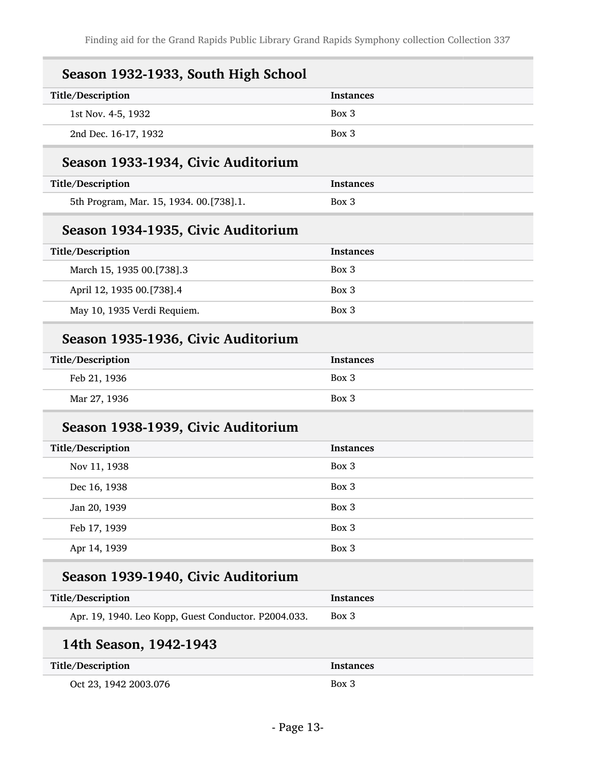## Season 1932-1933, South High School

| Title/Description | Instances |
|---|---|
| 1st Nov. 4-5, 1932 | Box 3 |
| 2nd Dec. 16-17, 1932 | Box 3 |

## Season 1933-1934, Civic Auditorium

| Title/Description | Instances |
|---|---|
| 5th Program, Mar. 15, 1934. 00.[738].1. | Box 3 |

## Season 1934-1935, Civic Auditorium

| Title/Description | Instances |
|---|---|
| March 15, 1935 00.[738].3 | Box 3 |
| April 12, 1935 00.[738].4 | Box 3 |
| May 10, 1935 Verdi Requiem. | Box 3 |

## Season 1935-1936, Civic Auditorium

| Title/Description | Instances |
|---|---|
| Feb 21, 1936 | Box 3 |
| Mar 27, 1936 | Box 3 |

## Season 1938-1939, Civic Auditorium

| Title/Description | Instances |
|---|---|
| Nov 11, 1938 | Box 3 |
| Dec 16, 1938 | Box 3 |
| Jan 20, 1939 | Box 3 |
| Feb 17, 1939 | Box 3 |
| Apr 14, 1939 | Box 3 |

## Season 1939-1940, Civic Auditorium

| Title/Description | Instances |
|---|---|
| Apr. 19, 1940. Leo Kopp, Guest Conductor. P2004.033. | Box 3 |

## 14th Season, 1942-1943

| Title/Description | Instances |
|---|---|
| Oct 23, 1942 2003.076 | Box 3 |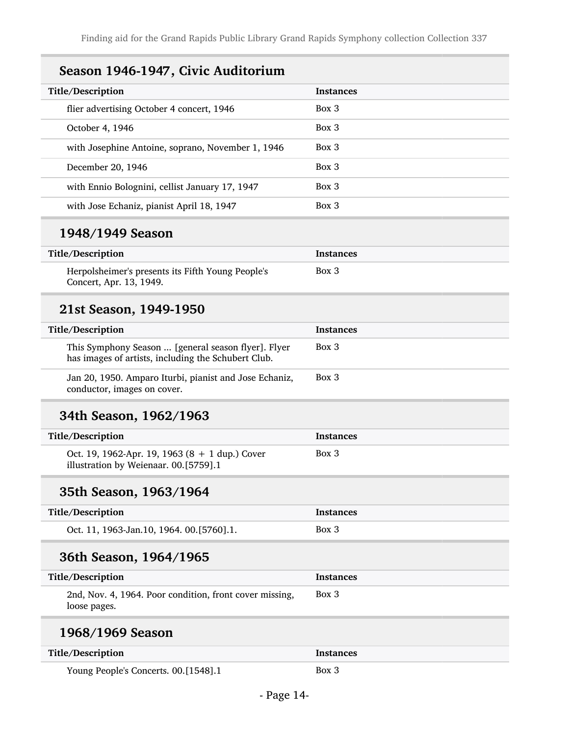## Season 1946-1947, Civic Auditorium

| Title/Description | Instances |
| --- | --- |
| flier advertising October 4 concert, 1946 | Box 3 |
| October 4, 1946 | Box 3 |
| with Josephine Antoine, soprano, November 1, 1946 | Box 3 |
| December 20, 1946 | Box 3 |
| with Ennio Bolognini, cellist January 17, 1947 | Box 3 |
| with Jose Echaniz, pianist April 18, 1947 | Box 3 |

## 1948/1949 Season

| Title/Description | Instances |
| --- | --- |
| Herpolsheimer's presents its Fifth Young People's Concert, Apr. 13, 1949. | Box 3 |

## 21st Season, 1949-1950

| Title/Description | Instances |
| --- | --- |
| This Symphony Season ... [general season flyer]. Flyer has images of artists, including the Schubert Club. | Box 3 |
| Jan 20, 1950. Amparo Iturbi, pianist and Jose Echaniz, conductor, images on cover. | Box 3 |

## 34th Season, 1962/1963

| Title/Description | Instances |
| --- | --- |
| Oct. 19, 1962-Apr. 19, 1963 (8 + 1 dup.) Cover illustration by Weienaar. 00.[5759].1 | Box 3 |

## 35th Season, 1963/1964

| Title/Description | Instances |
| --- | --- |
| Oct. 11, 1963-Jan.10, 1964. 00.[5760].1. | Box 3 |

## 36th Season, 1964/1965

| Title/Description | Instances |
| --- | --- |
| 2nd, Nov. 4, 1964. Poor condition, front cover missing, loose pages. | Box 3 |

## 1968/1969 Season

| Title/Description | Instances |
| --- | --- |
| Young People's Concerts. 00.[1548].1 | Box 3 |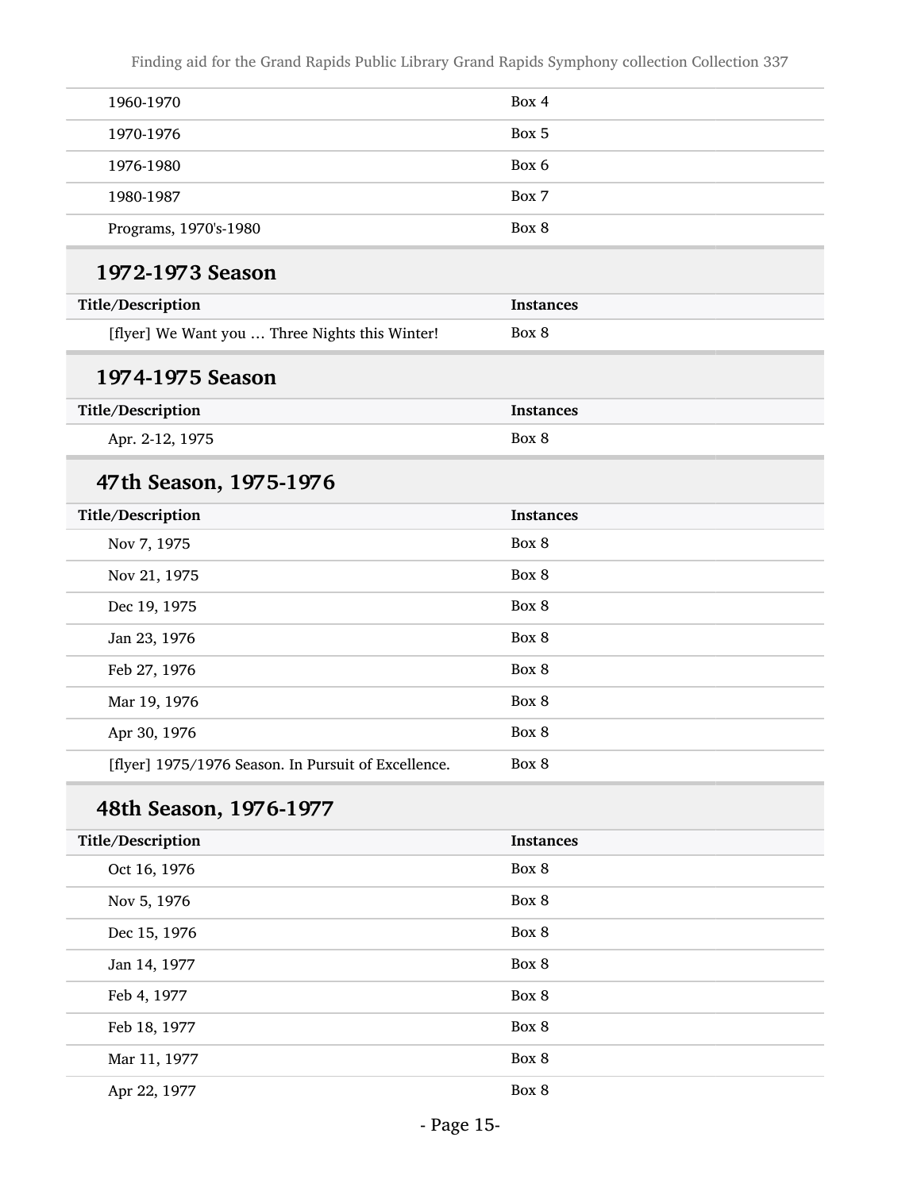| | |
|---|---|
| 1960-1970 | Box 4 |
| 1970-1976 | Box 5 |
| 1976-1980 | Box 6 |
| 1980-1987 | Box 7 |
| Programs, 1970's-1980 | Box 8 |

### 1972-1973 Season

| Title/Description | Instances |
|---|---|
| [flyer] We Want you … Three Nights this Winter! | Box 8 |

### 1974-1975 Season

| Title/Description | Instances |
|---|---|
| Apr. 2-12, 1975 | Box 8 |

### 47th Season, 1975-1976

| Title/Description | Instances |
|---|---|
| Nov 7, 1975 | Box 8 |
| Nov 21, 1975 | Box 8 |
| Dec 19, 1975 | Box 8 |
| Jan 23, 1976 | Box 8 |
| Feb 27, 1976 | Box 8 |
| Mar 19, 1976 | Box 8 |
| Apr 30, 1976 | Box 8 |
| [flyer] 1975/1976 Season. In Pursuit of Excellence. | Box 8 |

### 48th Season, 1976-1977

| Title/Description | Instances |
|---|---|
| Oct 16, 1976 | Box 8 |
| Nov 5, 1976 | Box 8 |
| Dec 15, 1976 | Box 8 |
| Jan 14, 1977 | Box 8 |
| Feb 4, 1977 | Box 8 |
| Feb 18, 1977 | Box 8 |
| Mar 11, 1977 | Box 8 |
| Apr 22, 1977 | Box 8 |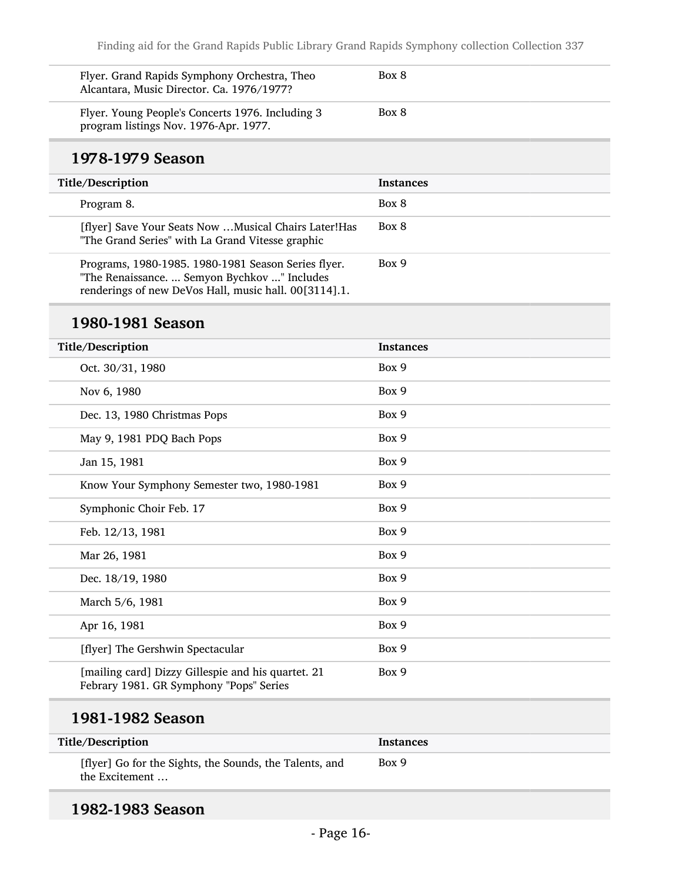| Title/Description | Instances |
|---|---|
| Flyer. Grand Rapids Symphony Orchestra, Theo Alcantara, Music Director. Ca. 1976/1977? | Box 8 |
| Flyer. Young People's Concerts 1976. Including 3 program listings Nov. 1976-Apr. 1977. | Box 8 |

## 1978-1979 Season

| Title/Description | Instances |
|---|---|
| Program 8. | Box 8 |
| [flyer] Save Your Seats Now …Musical Chairs Later!Has "The Grand Series" with La Grand Vitesse graphic | Box 8 |
| Programs, 1980-1985. 1980-1981 Season Series flyer. "The Renaissance. ... Semyon Bychkov ..." Includes renderings of new DeVos Hall, music hall. 00[3114].1. | Box 9 |

## 1980-1981 Season

| Title/Description | Instances |
|---|---|
| Oct. 30/31, 1980 | Box 9 |
| Nov 6, 1980 | Box 9 |
| Dec. 13, 1980 Christmas Pops | Box 9 |
| May 9, 1981 PDQ Bach Pops | Box 9 |
| Jan 15, 1981 | Box 9 |
| Know Your Symphony Semester two, 1980-1981 | Box 9 |
| Symphonic Choir Feb. 17 | Box 9 |
| Feb. 12/13, 1981 | Box 9 |
| Mar 26, 1981 | Box 9 |
| Dec. 18/19, 1980 | Box 9 |
| March 5/6, 1981 | Box 9 |
| Apr 16, 1981 | Box 9 |
| [flyer] The Gershwin Spectacular | Box 9 |
| [mailing card] Dizzy Gillespie and his quartet. 21 Febrary 1981. GR Symphony "Pops" Series | Box 9 |

## 1981-1982 Season

| Title/Description | Instances |
|---|---|
| [flyer] Go for the Sights, the Sounds, the Talents, and the Excitement … | Box 9 |

## 1982-1983 Season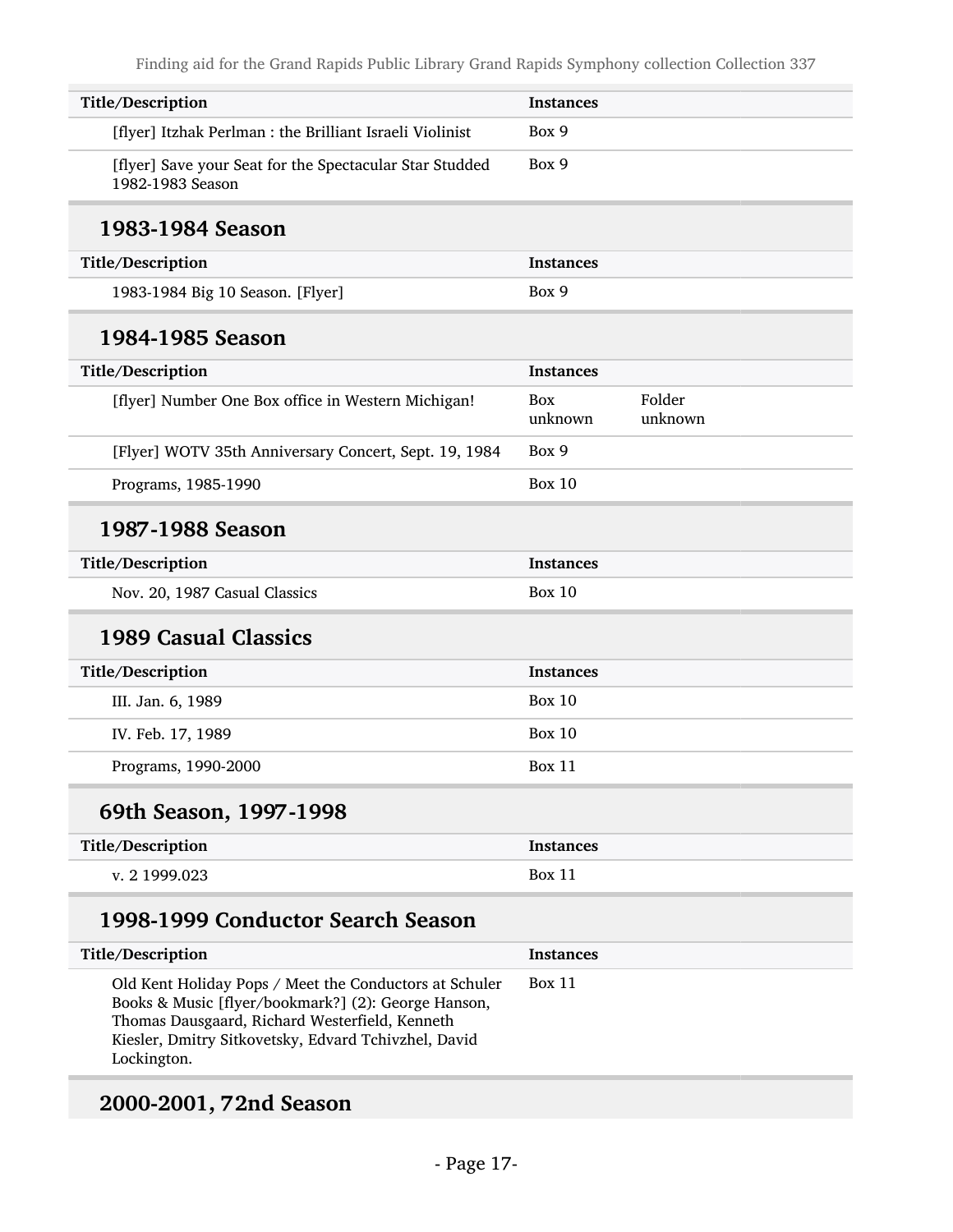| Title/Description | Instances | |
|---|---|---|
| [flyer] Itzhak Perlman : the Brilliant Israeli Violinist | Box 9 | |
| [flyer] Save your Seat for the Spectacular Star Studded 1982-1983 Season | Box 9 | |

## 1983-1984 Season

| Title/Description | Instances | |
|---|---|---|
| 1983-1984 Big 10 Season. [Flyer] | Box 9 | |

## 1984-1985 Season

| Title/Description | Instances | |
|---|---|---|
| [flyer] Number One Box office in Western Michigan! | Box unknown | Folder unknown |
| [Flyer] WOTV 35th Anniversary Concert, Sept. 19, 1984 | Box 9 | |
| Programs, 1985-1990 | Box 10 | |

## 1987-1988 Season

| Title/Description | Instances | |
|---|---|---|
| Nov. 20, 1987 Casual Classics | Box 10 | |

## 1989 Casual Classics

| Title/Description | Instances | |
|---|---|---|
| III. Jan. 6, 1989 | Box 10 | |
| IV. Feb. 17, 1989 | Box 10 | |
| Programs, 1990-2000 | Box 11 | |

## 69th Season, 1997-1998

| Title/Description | Instances | |
|---|---|---|
| v. 2 1999.023 | Box 11 | |

## 1998-1999 Conductor Search Season

| Title/Description | Instances | |
|---|---|---|
| Old Kent Holiday Pops / Meet the Conductors at Schuler Books & Music [flyer/bookmark?] (2): George Hanson, Thomas Dausgaard, Richard Westerfield, Kenneth Kiesler, Dmitry Sitkovetsky, Edvard Tchivzhel, David Lockington. | Box 11 | |

## 2000-2001, 72nd Season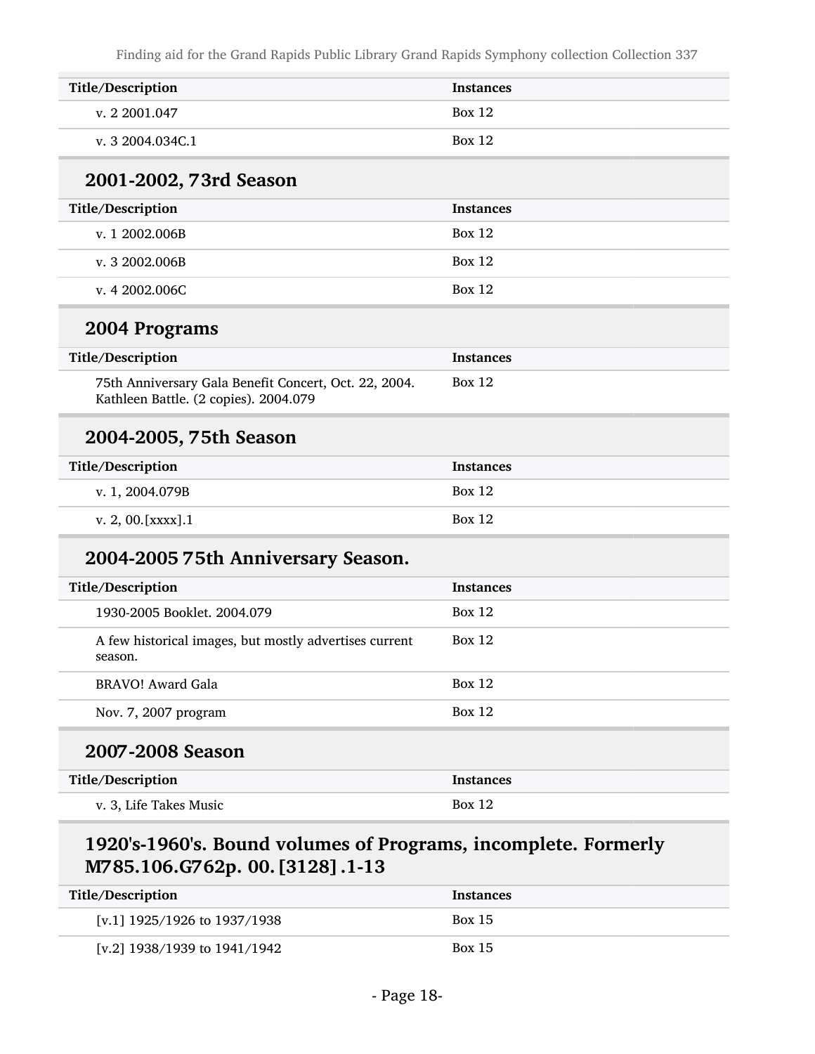| Title/Description | Instances |
| --- | --- |
| v. 2 2001.047 | Box 12 |
| v. 3 2004.034C.1 | Box 12 |

## 2001-2002, 73rd Season

| Title/Description | Instances |
| --- | --- |
| v. 1 2002.006B | Box 12 |
| v. 3 2002.006B | Box 12 |
| v. 4 2002.006C | Box 12 |

## 2004 Programs

| Title/Description | Instances |
| --- | --- |
| 75th Anniversary Gala Benefit Concert, Oct. 22, 2004. Kathleen Battle. (2 copies). 2004.079 | Box 12 |

## 2004-2005, 75th Season

| Title/Description | Instances |
| --- | --- |
| v. 1, 2004.079B | Box 12 |
| v. 2, 00.[xxxx].1 | Box 12 |

## 2004-2005 75th Anniversary Season.

| Title/Description | Instances |
| --- | --- |
| 1930-2005 Booklet. 2004.079 | Box 12 |
| A few historical images, but mostly advertises current season. | Box 12 |
| BRAVO! Award Gala | Box 12 |
| Nov. 7, 2007 program | Box 12 |

## 2007-2008 Season

| Title/Description | Instances |
| --- | --- |
| v. 3, Life Takes Music | Box 12 |

## 1920's-1960's. Bound volumes of Programs, incomplete. Formerly M785.106.G762p. 00.[3128].1-13

| Title/Description | Instances |
| --- | --- |
| [v.1] 1925/1926 to 1937/1938 | Box 15 |
| [v.2] 1938/1939 to 1941/1942 | Box 15 |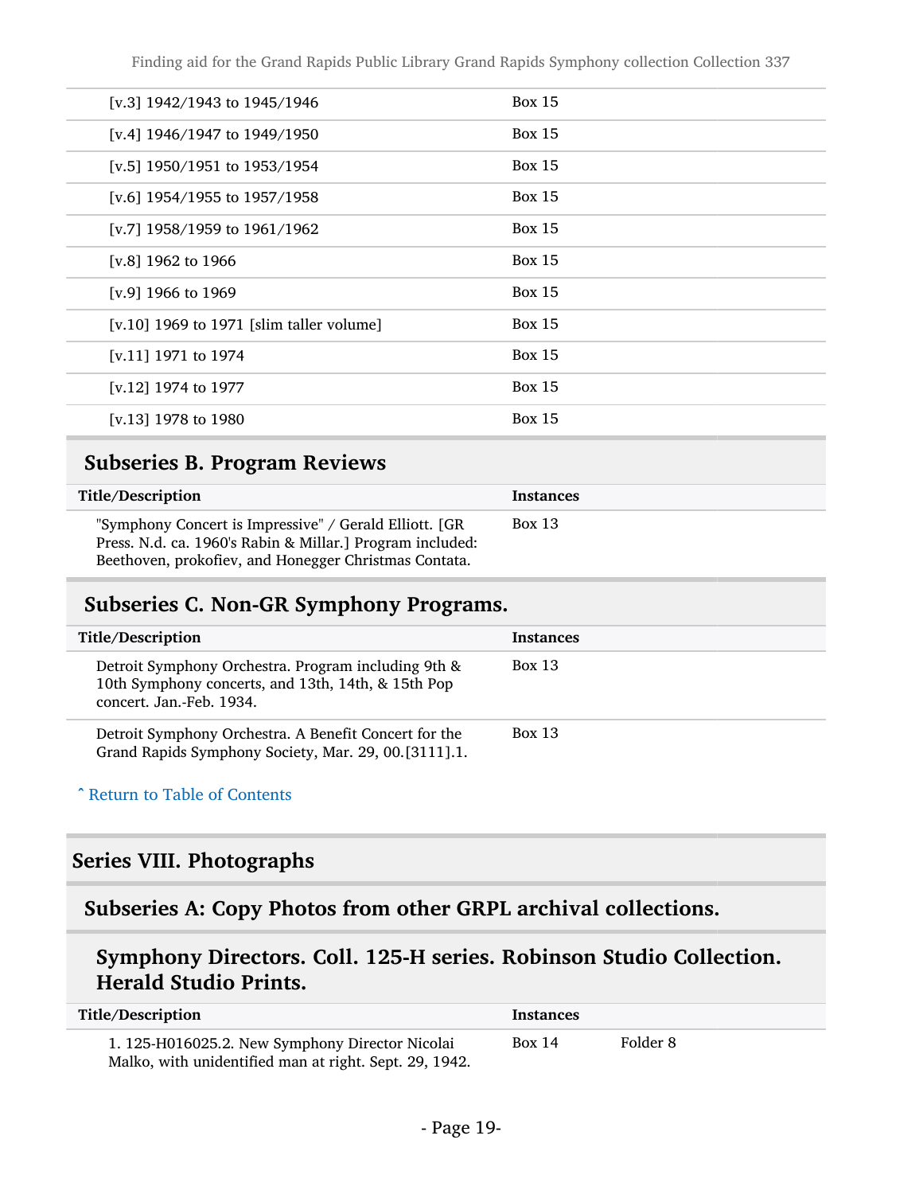| | |
|---|---|
| [v.3] 1942/1943 to 1945/1946 | Box 15 |
| [v.4] 1946/1947 to 1949/1950 | Box 15 |
| [v.5] 1950/1951 to 1953/1954 | Box 15 |
| [v.6] 1954/1955 to 1957/1958 | Box 15 |
| [v.7] 1958/1959 to 1961/1962 | Box 15 |
| [v.8] 1962 to 1966 | Box 15 |
| [v.9] 1966 to 1969 | Box 15 |
| [v.10] 1969 to 1971 [slim taller volume] | Box 15 |
| [v.11] 1971 to 1974 | Box 15 |
| [v.12] 1974 to 1977 | Box 15 |
| [v.13] 1978 to 1980 | Box 15 |

### Subseries B. Program Reviews

| Title/Description | Instances |
|---|---|
| "Symphony Concert is Impressive" / Gerald Elliott. [GR Press. N.d. ca. 1960's Rabin & Millar.] Program included: Beethoven, prokofiev, and Honegger Christmas Contata. | Box 13 |

### Subseries C. Non-GR Symphony Programs.

| Title/Description | Instances |
|---|---|
| Detroit Symphony Orchestra. Program including 9th & 10th Symphony concerts, and 13th, 14th, & 15th Pop concert. Jan.-Feb. 1934. | Box 13 |
| Detroit Symphony Orchestra. A Benefit Concert for the Grand Rapids Symphony Society, Mar. 29, 00.[3111].1. | Box 13 |

ˆ Return to Table of Contents

## Series VIII. Photographs

### Subseries A: Copy Photos from other GRPL archival collections.

#### Symphony Directors. Coll. 125-H series. Robinson Studio Collection. Herald Studio Prints.

| Title/Description | Instances | |
|---|---|---|
| 1. 125-H016025.2. New Symphony Director Nicolai Malko, with unidentified man at right. Sept. 29, 1942. | Box 14 | Folder 8 |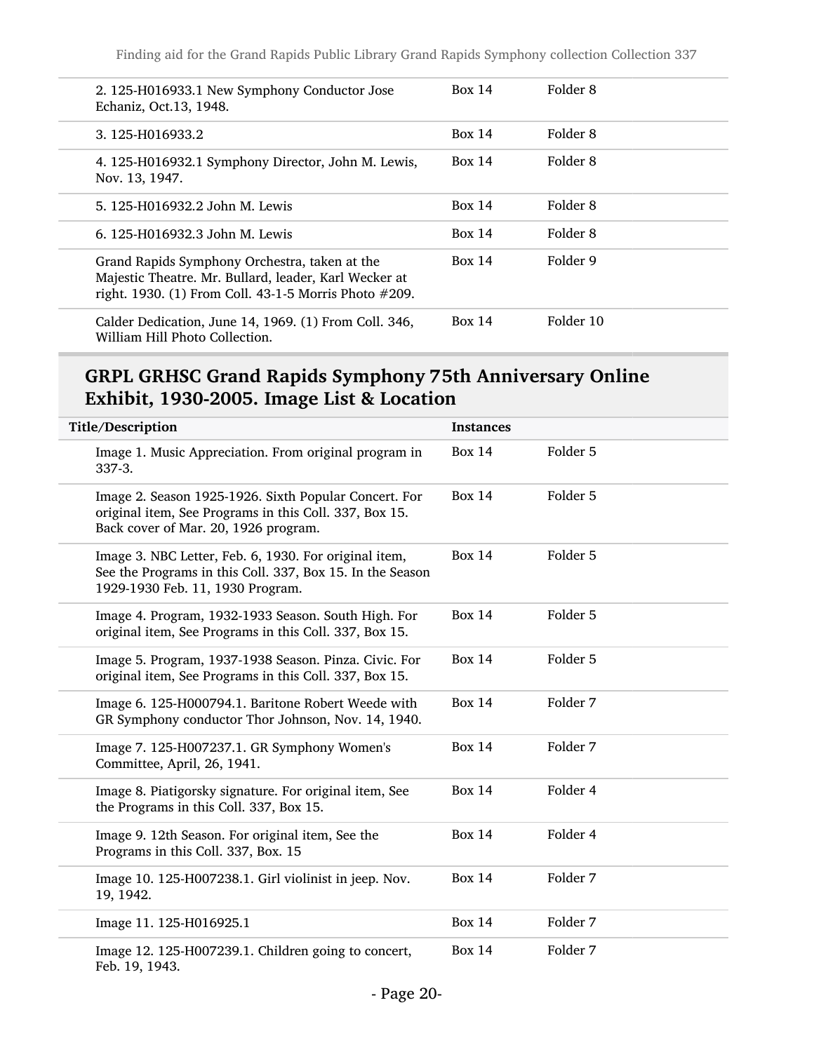| | | |
|---|---|---|
| 2. 125-H016933.1 New Symphony Conductor Jose Echaniz, Oct.13, 1948. | Box 14 | Folder 8 |
| 3. 125-H016933.2 | Box 14 | Folder 8 |
| 4. 125-H016932.1 Symphony Director, John M. Lewis, Nov. 13, 1947. | Box 14 | Folder 8 |
| 5. 125-H016932.2 John M. Lewis | Box 14 | Folder 8 |
| 6. 125-H016932.3 John M. Lewis | Box 14 | Folder 8 |
| Grand Rapids Symphony Orchestra, taken at the Majestic Theatre. Mr. Bullard, leader, Karl Wecker at right. 1930. (1) From Coll. 43-1-5 Morris Photo #209. | Box 14 | Folder 9 |
| Calder Dedication, June 14, 1969. (1) From Coll. 346, William Hill Photo Collection. | Box 14 | Folder 10 |

## GRPL GRHSC Grand Rapids Symphony 75th Anniversary Online Exhibit, 1930-2005. Image List & Location

| Title/Description | Instances | |
|---|---|---|
| Image 1. Music Appreciation. From original program in 337-3. | Box 14 | Folder 5 |
| Image 2. Season 1925-1926. Sixth Popular Concert. For original item, See Programs in this Coll. 337, Box 15. Back cover of Mar. 20, 1926 program. | Box 14 | Folder 5 |
| Image 3. NBC Letter, Feb. 6, 1930. For original item, See the Programs in this Coll. 337, Box 15. In the Season 1929-1930 Feb. 11, 1930 Program. | Box 14 | Folder 5 |
| Image 4. Program, 1932-1933 Season. South High. For original item, See Programs in this Coll. 337, Box 15. | Box 14 | Folder 5 |
| Image 5. Program, 1937-1938 Season. Pinza. Civic. For original item, See Programs in this Coll. 337, Box 15. | Box 14 | Folder 5 |
| Image 6. 125-H000794.1. Baritone Robert Weede with GR Symphony conductor Thor Johnson, Nov. 14, 1940. | Box 14 | Folder 7 |
| Image 7. 125-H007237.1. GR Symphony Women's Committee, April, 26, 1941. | Box 14 | Folder 7 |
| Image 8. Piatigorsky signature. For original item, See the Programs in this Coll. 337, Box 15. | Box 14 | Folder 4 |
| Image 9. 12th Season. For original item, See the Programs in this Coll. 337, Box. 15 | Box 14 | Folder 4 |
| Image 10. 125-H007238.1. Girl violinist in jeep. Nov. 19, 1942. | Box 14 | Folder 7 |
| Image 11. 125-H016925.1 | Box 14 | Folder 7 |
| Image 12. 125-H007239.1. Children going to concert, Feb. 19, 1943. | Box 14 | Folder 7 |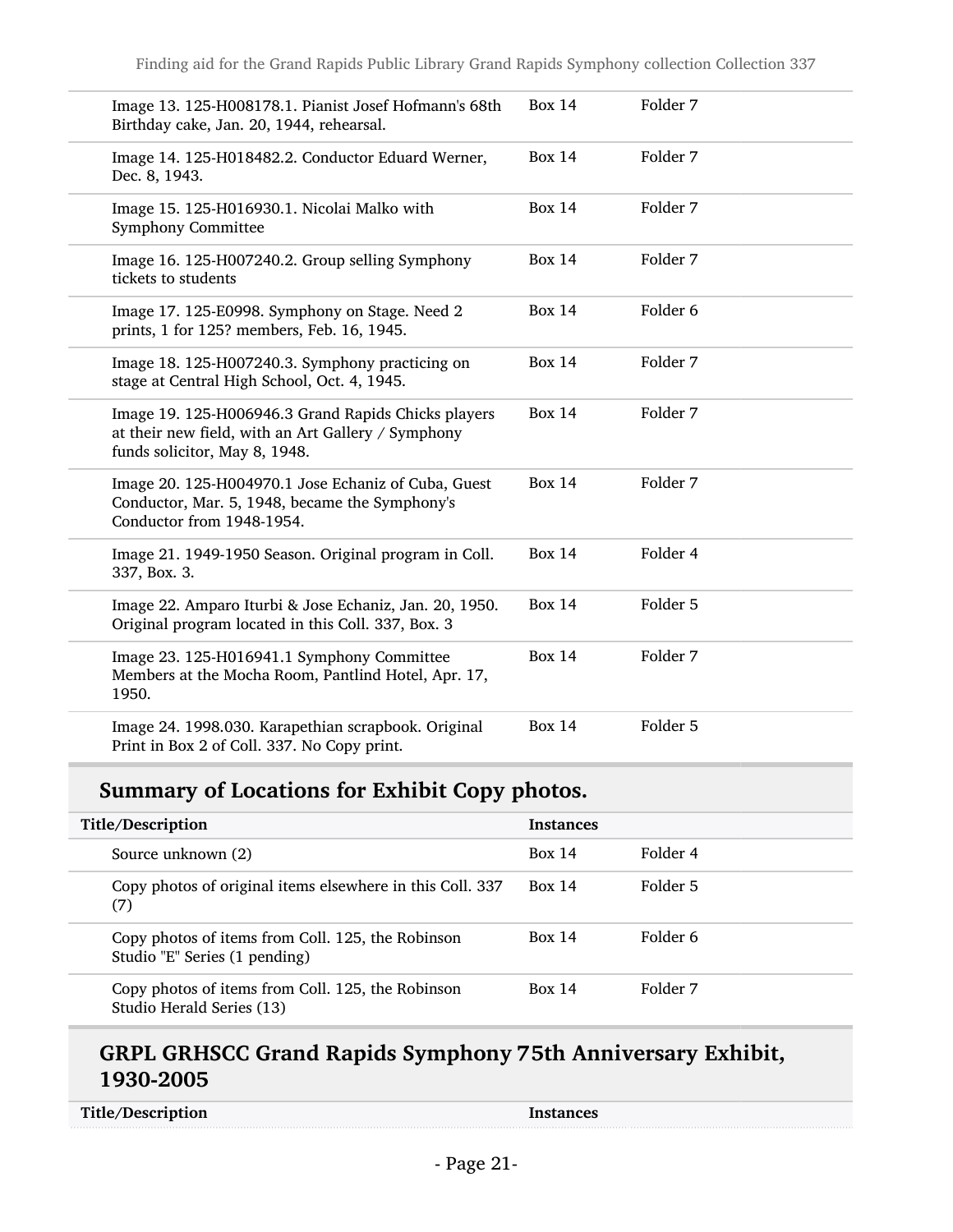| | | |
|---|---|---|
| Image 13. 125-H008178.1. Pianist Josef Hofmann's 68th Birthday cake, Jan. 20, 1944, rehearsal. | Box 14 | Folder 7 |
| Image 14. 125-H018482.2. Conductor Eduard Werner, Dec. 8, 1943. | Box 14 | Folder 7 |
| Image 15. 125-H016930.1. Nicolai Malko with Symphony Committee | Box 14 | Folder 7 |
| Image 16. 125-H007240.2. Group selling Symphony tickets to students | Box 14 | Folder 7 |
| Image 17. 125-E0998. Symphony on Stage. Need 2 prints, 1 for 125? members, Feb. 16, 1945. | Box 14 | Folder 6 |
| Image 18. 125-H007240.3. Symphony practicing on stage at Central High School, Oct. 4, 1945. | Box 14 | Folder 7 |
| Image 19. 125-H006946.3 Grand Rapids Chicks players at their new field, with an Art Gallery / Symphony funds solicitor, May 8, 1948. | Box 14 | Folder 7 |
| Image 20. 125-H004970.1 Jose Echaniz of Cuba, Guest Conductor, Mar. 5, 1948, became the Symphony's Conductor from 1948-1954. | Box 14 | Folder 7 |
| Image 21. 1949-1950 Season. Original program in Coll. 337, Box. 3. | Box 14 | Folder 4 |
| Image 22. Amparo Iturbi & Jose Echaniz, Jan. 20, 1950. Original program located in this Coll. 337, Box. 3 | Box 14 | Folder 5 |
| Image 23. 125-H016941.1 Symphony Committee Members at the Mocha Room, Pantlind Hotel, Apr. 17, 1950. | Box 14 | Folder 7 |
| Image 24. 1998.030. Karapethian scrapbook. Original Print in Box 2 of Coll. 337. No Copy print. | Box 14 | Folder 5 |

## Summary of Locations for Exhibit Copy photos.

| Title/Description | Instances | |
|---|---|---|
| Source unknown (2) | Box 14 | Folder 4 |
| Copy photos of original items elsewhere in this Coll. 337 (7) | Box 14 | Folder 5 |
| Copy photos of items from Coll. 125, the Robinson Studio "E" Series (1 pending) | Box 14 | Folder 6 |
| Copy photos of items from Coll. 125, the Robinson Studio Herald Series (13) | Box 14 | Folder 7 |

## GRPL GRHSCC Grand Rapids Symphony 75th Anniversary Exhibit, 1930-2005

| Title/Description | Instances |
|---|---|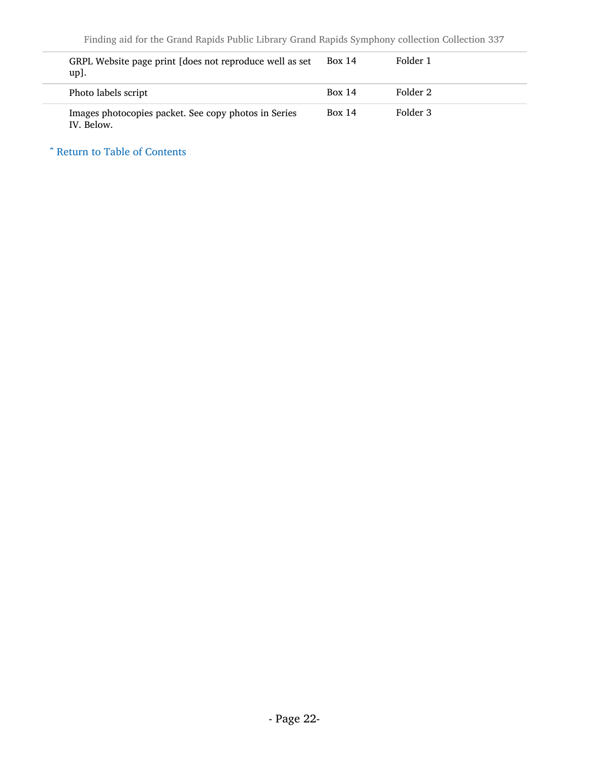| | | |
|---|---|---|
| GRPL Website page print [does not reproduce well as set up]. | Box 14 | Folder 1 |
| Photo labels script | Box 14 | Folder 2 |
| Images photocopies packet. See copy photos in Series IV. Below. | Box 14 | Folder 3 |

ˆ Return to Table of Contents